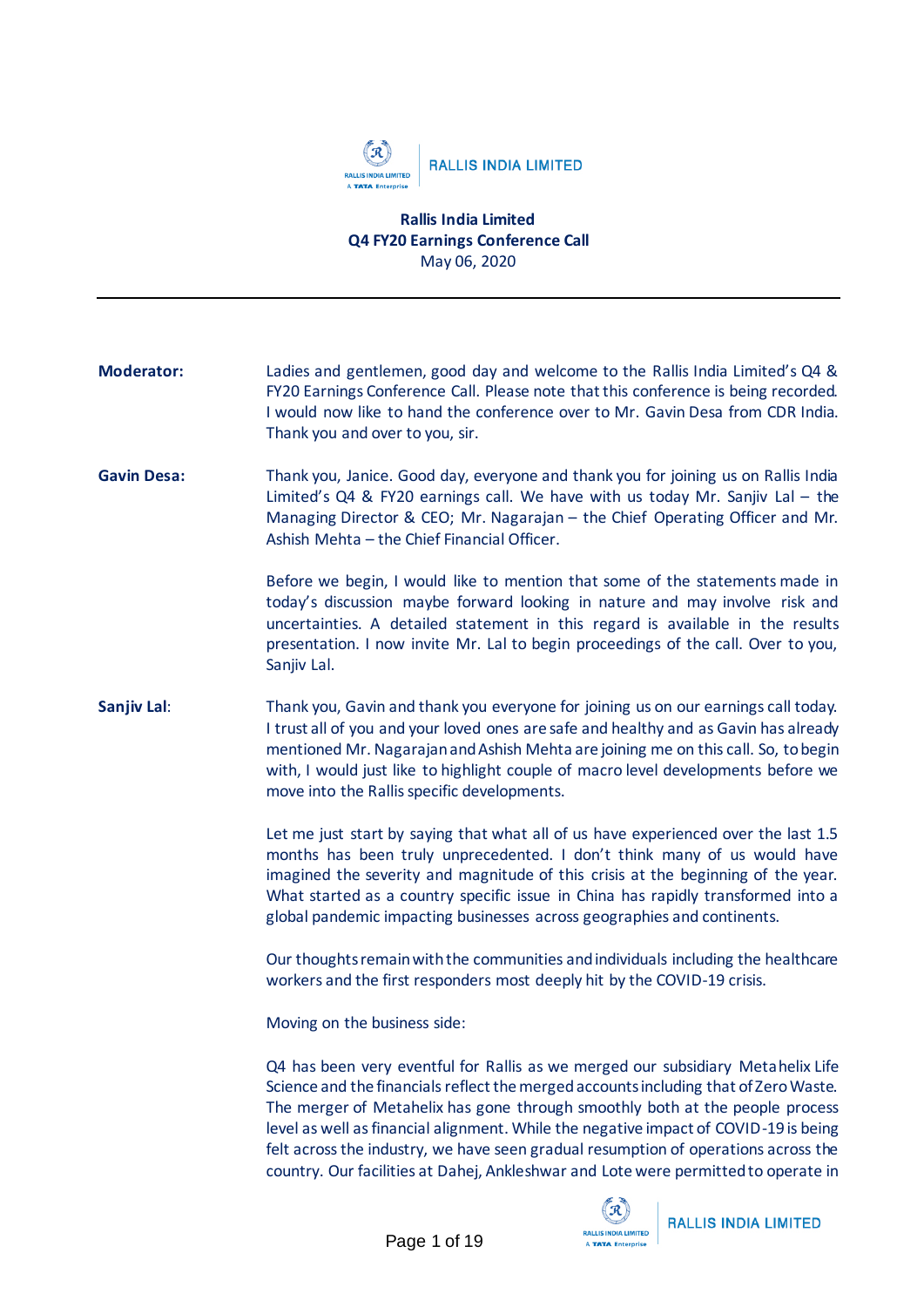# Rallis India Limited
## Q4 FY20 Earnings Conference Call
May 06, 2020

---

**Moderator:** Ladies and gentlemen, good day and welcome to the Rallis India Limited's Q4 & FY20 Earnings Conference Call. Please note that this conference is being recorded. I would now like to hand the conference over to Mr. Gavin Desa from CDR India. Thank you and over to you, sir.

**Gavin Desa:** Thank you, Janice. Good day, everyone and thank you for joining us on Rallis India Limited's Q4 & FY20 earnings call. We have with us today Mr. Sanjiv Lal – the Managing Director & CEO; Mr. Nagarajan – the Chief Operating Officer and Mr. Ashish Mehta – the Chief Financial Officer.

Before we begin, I would like to mention that some of the statements made in today's discussion maybe forward looking in nature and may involve risk and uncertainties. A detailed statement in this regard is available in the results presentation. I now invite Mr. Lal to begin proceedings of the call. Over to you, Sanjiv Lal.

**Sanjiv Lal:** Thank you, Gavin and thank you everyone for joining us on our earnings call today. I trust all of you and your loved ones are safe and healthy and as Gavin has already mentioned Mr. Nagarajan and Ashish Mehta are joining me on this call. So, to begin with, I would just like to highlight couple of macro level developments before we move into the Rallis specific developments.

Let me just start by saying that what all of us have experienced over the last 1.5 months has been truly unprecedented. I don't think many of us would have imagined the severity and magnitude of this crisis at the beginning of the year. What started as a country specific issue in China has rapidly transformed into a global pandemic impacting businesses across geographies and continents.

Our thoughts remain with the communities and individuals including the healthcare workers and the first responders most deeply hit by the COVID-19 crisis.

Moving on the business side:

Q4 has been very eventful for Rallis as we merged our subsidiary Metahelix Life Science and the financials reflect the merged accounts including that of Zero Waste. The merger of Metahelix has gone through smoothly both at the people process level as well as financial alignment. While the negative impact of COVID-19 is being felt across the industry, we have seen gradual resumption of operations across the country. Our facilities at Dahej, Ankleshwar and Lote were permitted to operate in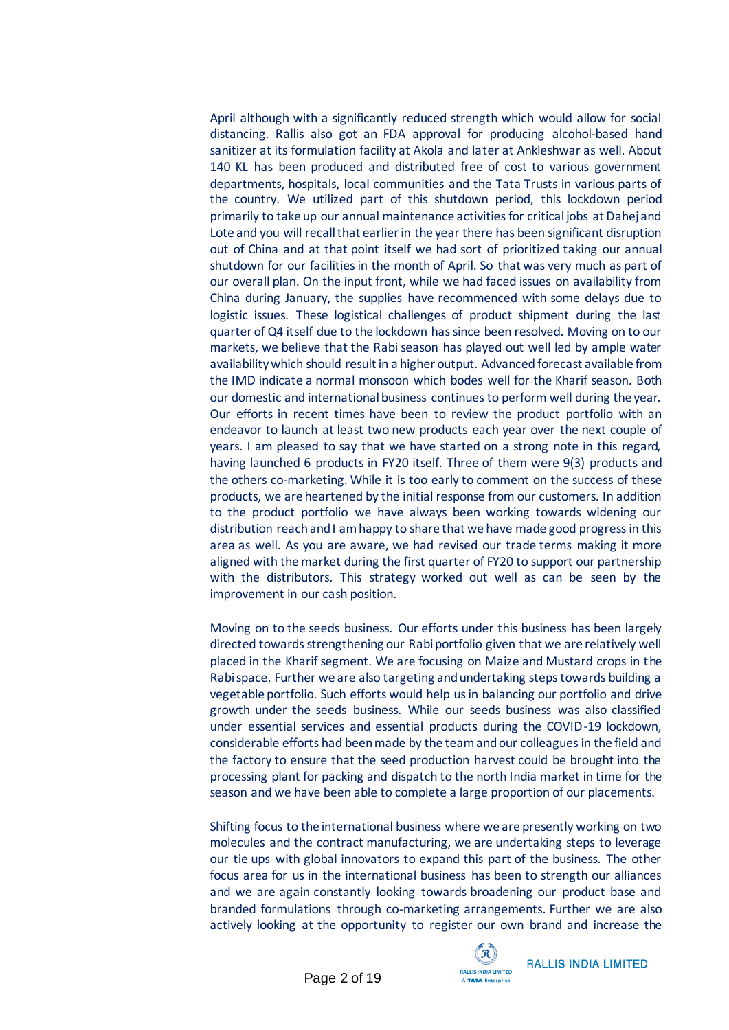April although with a significantly reduced strength which would allow for social distancing. Rallis also got an FDA approval for producing alcohol-based hand sanitizer at its formulation facility at Akola and later at Ankleshwar as well. About 140 KL has been produced and distributed free of cost to various government departments, hospitals, local communities and the Tata Trusts in various parts of the country. We utilized part of this shutdown period, this lockdown period primarily to take up our annual maintenance activities for critical jobs at Dahej and Lote and you will recall that earlier in the year there has been significant disruption out of China and at that point itself we had sort of prioritized taking our annual shutdown for our facilities in the month of April. So that was very much as part of our overall plan. On the input front, while we had faced issues on availability from China during January, the supplies have recommenced with some delays due to logistic issues. These logistical challenges of product shipment during the last quarter of Q4 itself due to the lockdown has since been resolved. Moving on to our markets, we believe that the Rabi season has played out well led by ample water availability which should result in a higher output. Advanced forecast available from the IMD indicate a normal monsoon which bodes well for the Kharif season. Both our domestic and international business continues to perform well during the year. Our efforts in recent times have been to review the product portfolio with an endeavor to launch at least two new products each year over the next couple of years. I am pleased to say that we have started on a strong note in this regard, having launched 6 products in FY20 itself. Three of them were 9(3) products and the others co-marketing. While it is too early to comment on the success of these products, we are heartened by the initial response from our customers. In addition to the product portfolio we have always been working towards widening our distribution reach and I am happy to share that we have made good progress in this area as well. As you are aware, we had revised our trade terms making it more aligned with the market during the first quarter of FY20 to support our partnership with the distributors. This strategy worked out well as can be seen by the improvement in our cash position.

Moving on to the seeds business. Our efforts under this business has been largely directed towards strengthening our Rabi portfolio given that we are relatively well placed in the Kharif segment. We are focusing on Maize and Mustard crops in the Rabi space. Further we are also targeting and undertaking steps towards building a vegetable portfolio. Such efforts would help us in balancing our portfolio and drive growth under the seeds business. While our seeds business was also classified under essential services and essential products during the COVID-19 lockdown, considerable efforts had been made by the team and our colleagues in the field and the factory to ensure that the seed production harvest could be brought into the processing plant for packing and dispatch to the north India market in time for the season and we have been able to complete a large proportion of our placements.

Shifting focus to the international business where we are presently working on two molecules and the contract manufacturing, we are undertaking steps to leverage our tie ups with global innovators to expand this part of the business. The other focus area for us in the international business has been to strength our alliances and we are again constantly looking towards broadening our product base and branded formulations through co-marketing arrangements. Further we are also actively looking at the opportunity to register our own brand and increase the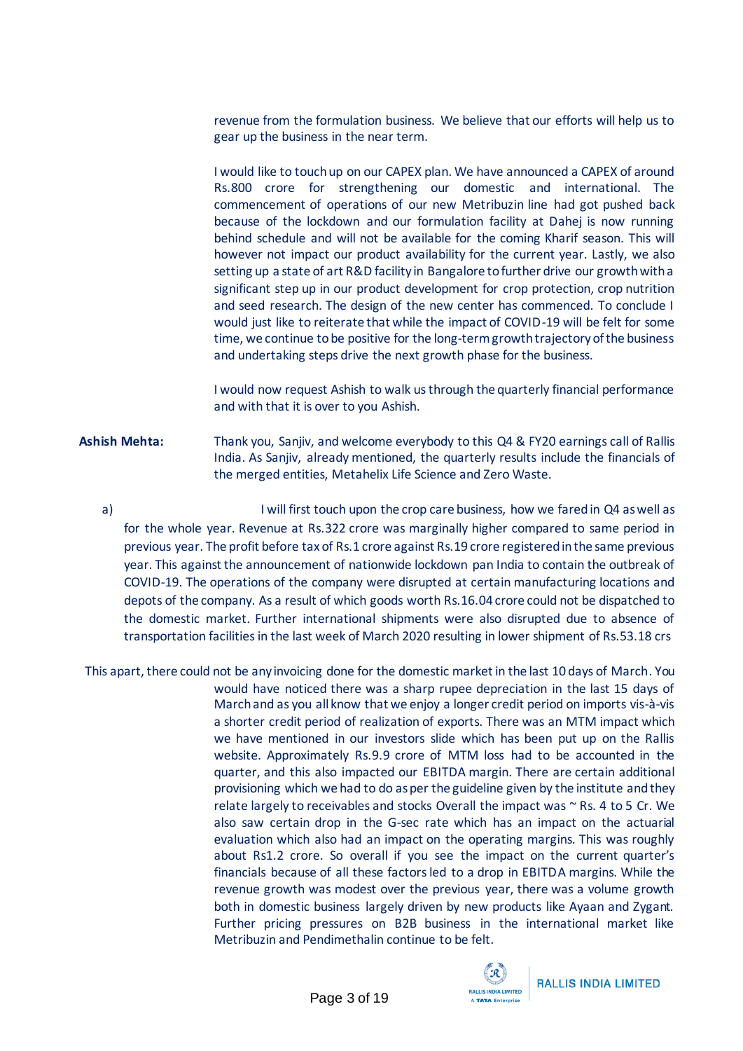revenue from the formulation business. We believe that our efforts will help us to gear up the business in the near term.

I would like to touch up on our CAPEX plan. We have announced a CAPEX of around Rs.800 crore for strengthening our domestic and international. The commencement of operations of our new Metribuzin line had got pushed back because of the lockdown and our formulation facility at Dahej is now running behind schedule and will not be available for the coming Kharif season. This will however not impact our product availability for the current year. Lastly, we also setting up a state of art R&D facility in Bangalore to further drive our growth with a significant step up in our product development for crop protection, crop nutrition and seed research. The design of the new center has commenced. To conclude I would just like to reiterate that while the impact of COVID-19 will be felt for some time, we continue to be positive for the long-term growth trajectory of the business and undertaking steps drive the next growth phase for the business.

I would now request Ashish to walk us through the quarterly financial performance and with that it is over to you Ashish.

**Ashish Mehta:** Thank you, Sanjiv, and welcome everybody to this Q4 & FY20 earnings call of Rallis India. As Sanjiv, already mentioned, the quarterly results include the financials of the merged entities, Metahelix Life Science and Zero Waste.

a) I will first touch upon the crop care business, how we fared in Q4 as well as for the whole year. Revenue at Rs.322 crore was marginally higher compared to same period in previous year. The profit before tax of Rs.1 crore against Rs.19 crore registered in the same previous year. This against the announcement of nationwide lockdown pan India to contain the outbreak of COVID-19. The operations of the company were disrupted at certain manufacturing locations and depots of the company. As a result of which goods worth Rs.16.04 crore could not be dispatched to the domestic market. Further international shipments were also disrupted due to absence of transportation facilities in the last week of March 2020 resulting in lower shipment of Rs.53.18 crs

This apart, there could not be any invoicing done for the domestic market in the last 10 days of March. You would have noticed there was a sharp rupee depreciation in the last 15 days of March and as you all know that we enjoy a longer credit period on imports vis-à-vis a shorter credit period of realization of exports. There was an MTM impact which we have mentioned in our investors slide which has been put up on the Rallis website. Approximately Rs.9.9 crore of MTM loss had to be accounted in the quarter, and this also impacted our EBITDA margin. There are certain additional provisioning which we had to do as per the guideline given by the institute and they relate largely to receivables and stocks Overall the impact was ~ Rs. 4 to 5 Cr. We also saw certain drop in the G-sec rate which has an impact on the actuarial evaluation which also had an impact on the operating margins. This was roughly about Rs1.2 crore. So overall if you see the impact on the current quarter's financials because of all these factors led to a drop in EBITDA margins. While the revenue growth was modest over the previous year, there was a volume growth both in domestic business largely driven by new products like Ayaan and Zygant. Further pricing pressures on B2B business in the international market like Metribuzin and Pendimethalin continue to be felt.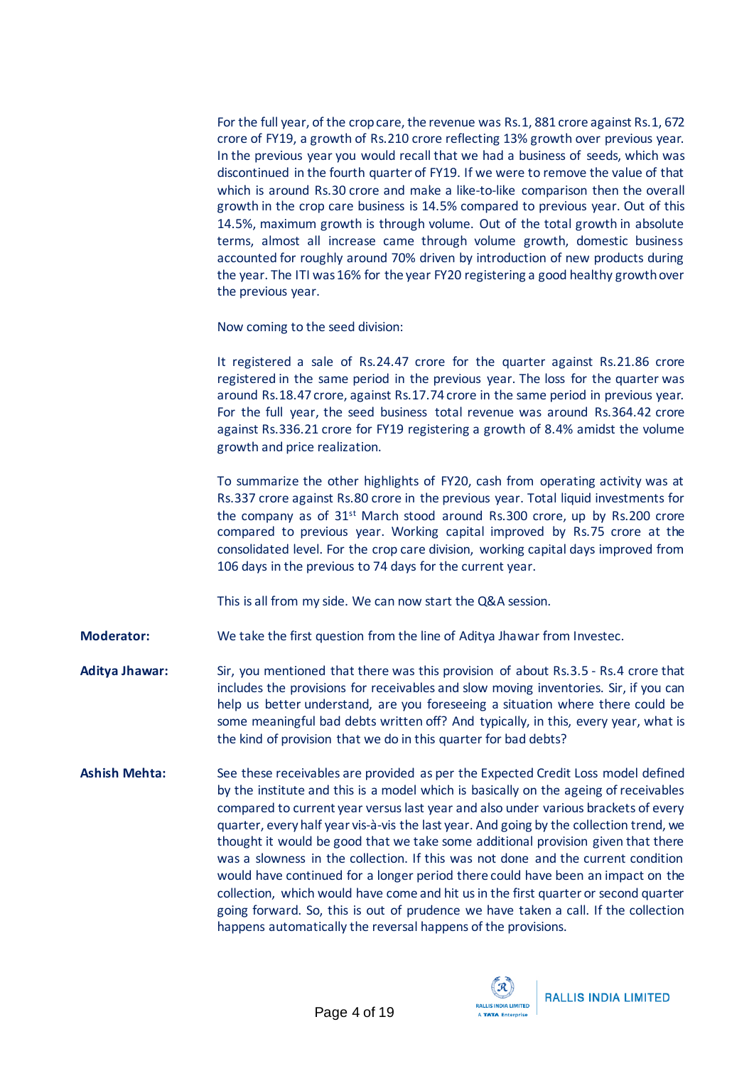For the full year, of the crop care, the revenue was Rs.1, 881 crore against Rs.1, 672 crore of FY19, a growth of Rs.210 crore reflecting 13% growth over previous year. In the previous year you would recall that we had a business of seeds, which was discontinued in the fourth quarter of FY19. If we were to remove the value of that which is around Rs.30 crore and make a like-to-like comparison then the overall growth in the crop care business is 14.5% compared to previous year. Out of this 14.5%, maximum growth is through volume. Out of the total growth in absolute terms, almost all increase came through volume growth, domestic business accounted for roughly around 70% driven by introduction of new products during the year. The ITI was 16% for the year FY20 registering a good healthy growth over the previous year.

Now coming to the seed division:

It registered a sale of Rs.24.47 crore for the quarter against Rs.21.86 crore registered in the same period in the previous year. The loss for the quarter was around Rs.18.47 crore, against Rs.17.74 crore in the same period in previous year. For the full year, the seed business total revenue was around Rs.364.42 crore against Rs.336.21 crore for FY19 registering a growth of 8.4% amidst the volume growth and price realization.

To summarize the other highlights of FY20, cash from operating activity was at Rs.337 crore against Rs.80 crore in the previous year. Total liquid investments for the company as of 31st March stood around Rs.300 crore, up by Rs.200 crore compared to previous year. Working capital improved by Rs.75 crore at the consolidated level. For the crop care division, working capital days improved from 106 days in the previous to 74 days for the current year.

This is all from my side. We can now start the Q&A session.

**Moderator:** We take the first question from the line of Aditya Jhawar from Investec.

**Aditya Jhawar:** Sir, you mentioned that there was this provision of about Rs.3.5 - Rs.4 crore that includes the provisions for receivables and slow moving inventories. Sir, if you can help us better understand, are you foreseeing a situation where there could be some meaningful bad debts written off? And typically, in this, every year, what is the kind of provision that we do in this quarter for bad debts?

**Ashish Mehta:** See these receivables are provided as per the Expected Credit Loss model defined by the institute and this is a model which is basically on the ageing of receivables compared to current year versus last year and also under various brackets of every quarter, every half year vis-à-vis the last year. And going by the collection trend, we thought it would be good that we take some additional provision given that there was a slowness in the collection. If this was not done and the current condition would have continued for a longer period there could have been an impact on the collection, which would have come and hit us in the first quarter or second quarter going forward. So, this is out of prudence we have taken a call. If the collection happens automatically the reversal happens of the provisions.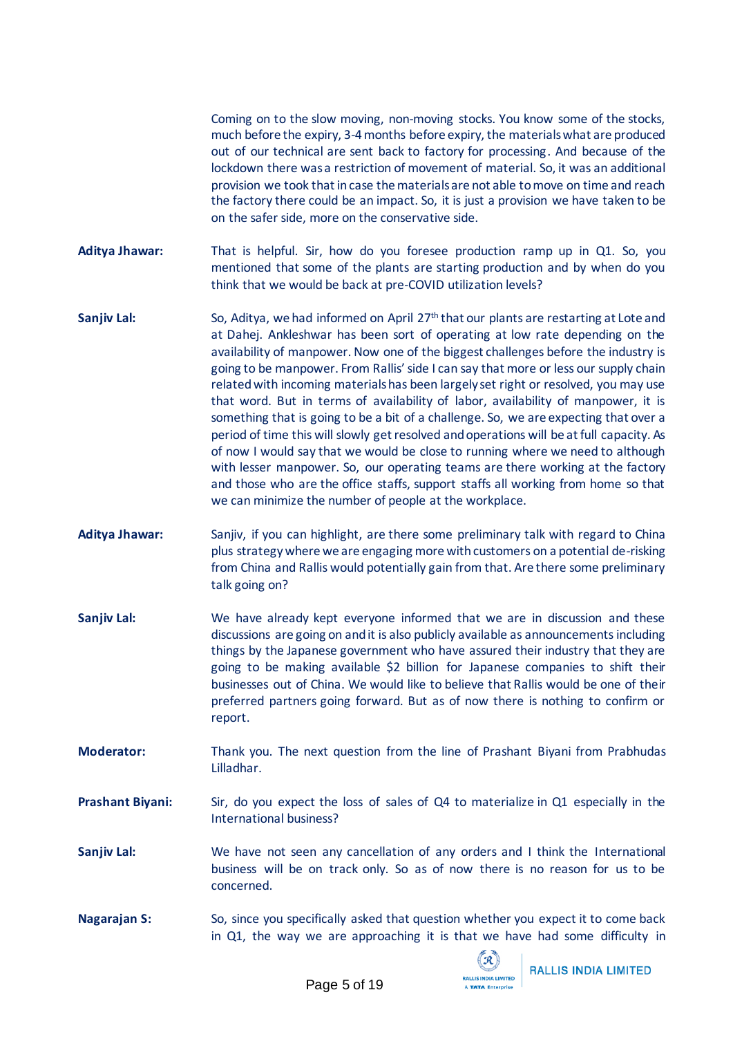Coming on to the slow moving, non-moving stocks. You know some of the stocks, much before the expiry, 3-4 months before expiry, the materials what are produced out of our technical are sent back to factory for processing. And because of the lockdown there was a restriction of movement of material. So, it was an additional provision we took that in case the materials are not able to move on time and reach the factory there could be an impact. So, it is just a provision we have taken to be on the safer side, more on the conservative side.

**Aditya Jhawar:** That is helpful. Sir, how do you foresee production ramp up in Q1. So, you mentioned that some of the plants are starting production and by when do you think that we would be back at pre-COVID utilization levels?

**Sanjiv Lal:** So, Aditya, we had informed on April 27th that our plants are restarting at Lote and at Dahej. Ankleshwar has been sort of operating at low rate depending on the availability of manpower. Now one of the biggest challenges before the industry is going to be manpower. From Rallis' side I can say that more or less our supply chain related with incoming materials has been largely set right or resolved, you may use that word. But in terms of availability of labor, availability of manpower, it is something that is going to be a bit of a challenge. So, we are expecting that over a period of time this will slowly get resolved and operations will be at full capacity. As of now I would say that we would be close to running where we need to although with lesser manpower. So, our operating teams are there working at the factory and those who are the office staffs, support staffs all working from home so that we can minimize the number of people at the workplace.

**Aditya Jhawar:** Sanjiv, if you can highlight, are there some preliminary talk with regard to China plus strategy where we are engaging more with customers on a potential de-risking from China and Rallis would potentially gain from that. Are there some preliminary talk going on?

**Sanjiv Lal:** We have already kept everyone informed that we are in discussion and these discussions are going on and it is also publicly available as announcements including things by the Japanese government who have assured their industry that they are going to be making available $2 billion for Japanese companies to shift their businesses out of China. We would like to believe that Rallis would be one of their preferred partners going forward. But as of now there is nothing to confirm or report.

**Moderator:** Thank you. The next question from the line of Prashant Biyani from Prabhudas Lilladhar.

**Prashant Biyani:** Sir, do you expect the loss of sales of Q4 to materialize in Q1 especially in the International business?

**Sanjiv Lal:** We have not seen any cancellation of any orders and I think the International business will be on track only. So as of now there is no reason for us to be concerned.

**Nagarajan S:** So, since you specifically asked that question whether you expect it to come back in Q1, the way we are approaching it is that we have had some difficulty in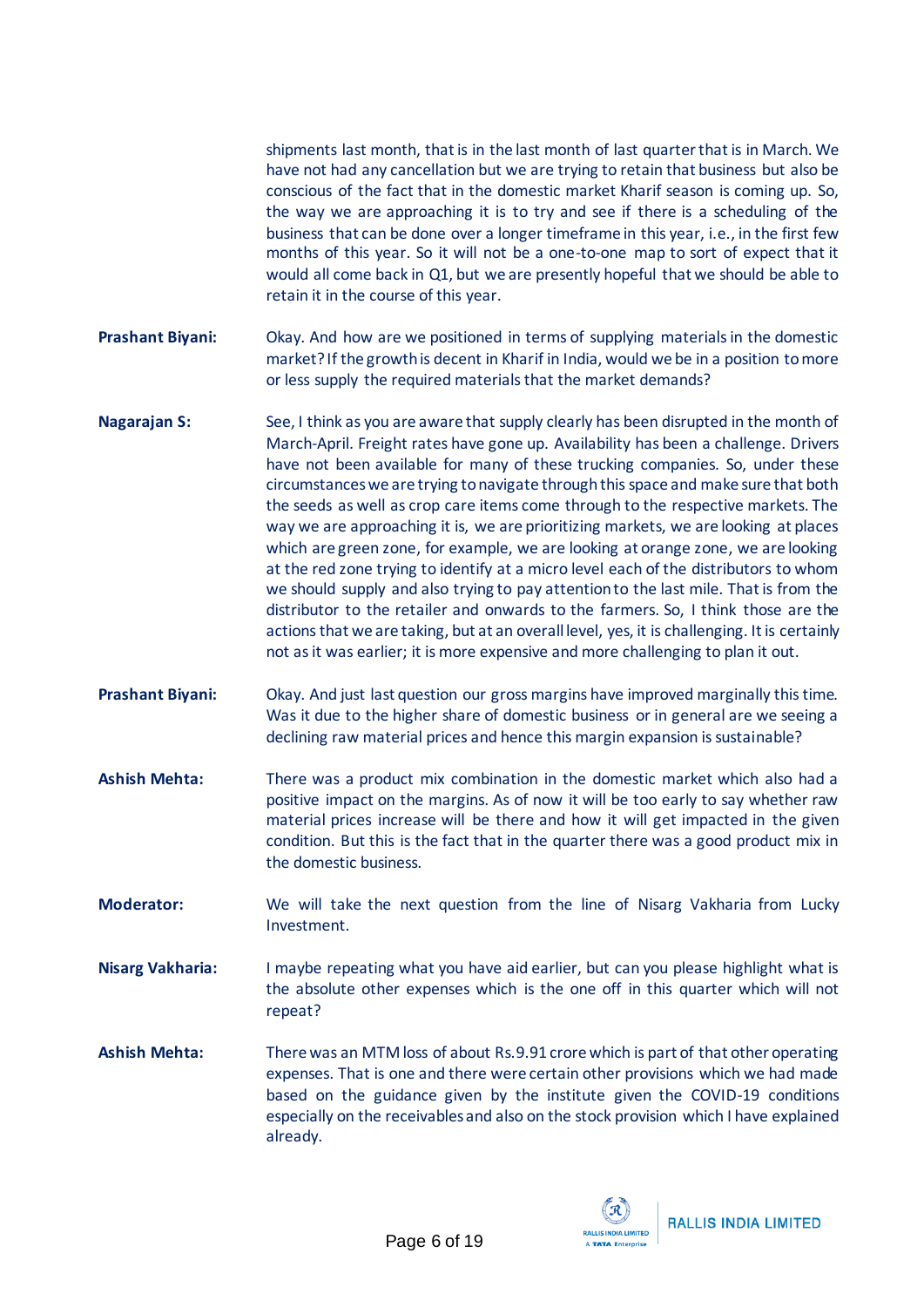shipments last month, that is in the last month of last quarter that is in March. We have not had any cancellation but we are trying to retain that business but also be conscious of the fact that in the domestic market Kharif season is coming up. So, the way we are approaching it is to try and see if there is a scheduling of the business that can be done over a longer timeframe in this year, i.e., in the first few months of this year. So it will not be a one-to-one map to sort of expect that it would all come back in Q1, but we are presently hopeful that we should be able to retain it in the course of this year.

**Prashant Biyani:** Okay. And how are we positioned in terms of supplying materials in the domestic market? If the growth is decent in Kharif in India, would we be in a position to more or less supply the required materials that the market demands?

**Nagarajan S:** See, I think as you are aware that supply clearly has been disrupted in the month of March-April. Freight rates have gone up. Availability has been a challenge. Drivers have not been available for many of these trucking companies. So, under these circumstances we are trying to navigate through this space and make sure that both the seeds as well as crop care items come through to the respective markets. The way we are approaching it is, we are prioritizing markets, we are looking at places which are green zone, for example, we are looking at orange zone, we are looking at the red zone trying to identify at a micro level each of the distributors to whom we should supply and also trying to pay attention to the last mile. That is from the distributor to the retailer and onwards to the farmers. So, I think those are the actions that we are taking, but at an overall level, yes, it is challenging. It is certainly not as it was earlier; it is more expensive and more challenging to plan it out.

**Prashant Biyani:** Okay. And just last question our gross margins have improved marginally this time. Was it due to the higher share of domestic business or in general are we seeing a declining raw material prices and hence this margin expansion is sustainable?

**Ashish Mehta:** There was a product mix combination in the domestic market which also had a positive impact on the margins. As of now it will be too early to say whether raw material prices increase will be there and how it will get impacted in the given condition. But this is the fact that in the quarter there was a good product mix in the domestic business.

**Moderator:** We will take the next question from the line of Nisarg Vakharia from Lucky Investment.

**Nisarg Vakharia:** I maybe repeating what you have aid earlier, but can you please highlight what is the absolute other expenses which is the one off in this quarter which will not repeat?

**Ashish Mehta:** There was an MTM loss of about Rs.9.91 crore which is part of that other operating expenses. That is one and there were certain other provisions which we had made based on the guidance given by the institute given the COVID-19 conditions especially on the receivables and also on the stock provision which I have explained already.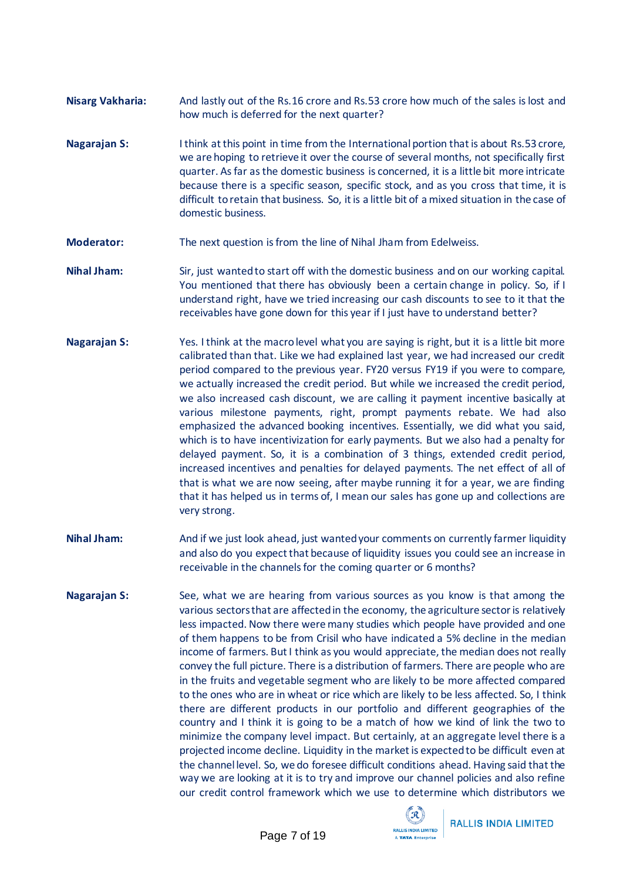**Nisarg Vakharia:** And lastly out of the Rs.16 crore and Rs.53 crore how much of the sales is lost and how much is deferred for the next quarter?

**Nagarajan S:** I think at this point in time from the International portion that is about Rs.53 crore, we are hoping to retrieve it over the course of several months, not specifically first quarter. As far as the domestic business is concerned, it is a little bit more intricate because there is a specific season, specific stock, and as you cross that time, it is difficult to retain that business. So, it is a little bit of a mixed situation in the case of domestic business.

**Moderator:** The next question is from the line of Nihal Jham from Edelweiss.

**Nihal Jham:** Sir, just wanted to start off with the domestic business and on our working capital. You mentioned that there has obviously been a certain change in policy. So, if I understand right, have we tried increasing our cash discounts to see to it that the receivables have gone down for this year if I just have to understand better?

**Nagarajan S:** Yes. I think at the macro level what you are saying is right, but it is a little bit more calibrated than that. Like we had explained last year, we had increased our credit period compared to the previous year. FY20 versus FY19 if you were to compare, we actually increased the credit period. But while we increased the credit period, we also increased cash discount, we are calling it payment incentive basically at various milestone payments, right, prompt payments rebate. We had also emphasized the advanced booking incentives. Essentially, we did what you said, which is to have incentivization for early payments. But we also had a penalty for delayed payment. So, it is a combination of 3 things, extended credit period, increased incentives and penalties for delayed payments. The net effect of all of that is what we are now seeing, after maybe running it for a year, we are finding that it has helped us in terms of, I mean our sales has gone up and collections are very strong.

**Nihal Jham:** And if we just look ahead, just wanted your comments on currently farmer liquidity and also do you expect that because of liquidity issues you could see an increase in receivable in the channels for the coming quarter or 6 months?

**Nagarajan S:** See, what we are hearing from various sources as you know is that among the various sectors that are affected in the economy, the agriculture sector is relatively less impacted. Now there were many studies which people have provided and one of them happens to be from Crisil who have indicated a 5% decline in the median income of farmers. But I think as you would appreciate, the median does not really convey the full picture. There is a distribution of farmers. There are people who are in the fruits and vegetable segment who are likely to be more affected compared to the ones who are in wheat or rice which are likely to be less affected. So, I think there are different products in our portfolio and different geographies of the country and I think it is going to be a match of how we kind of link the two to minimize the company level impact. But certainly, at an aggregate level there is a projected income decline. Liquidity in the market is expected to be difficult even at the channel level. So, we do foresee difficult conditions ahead. Having said that the way we are looking at it is to try and improve our channel policies and also refine our credit control framework which we use to determine which distributors we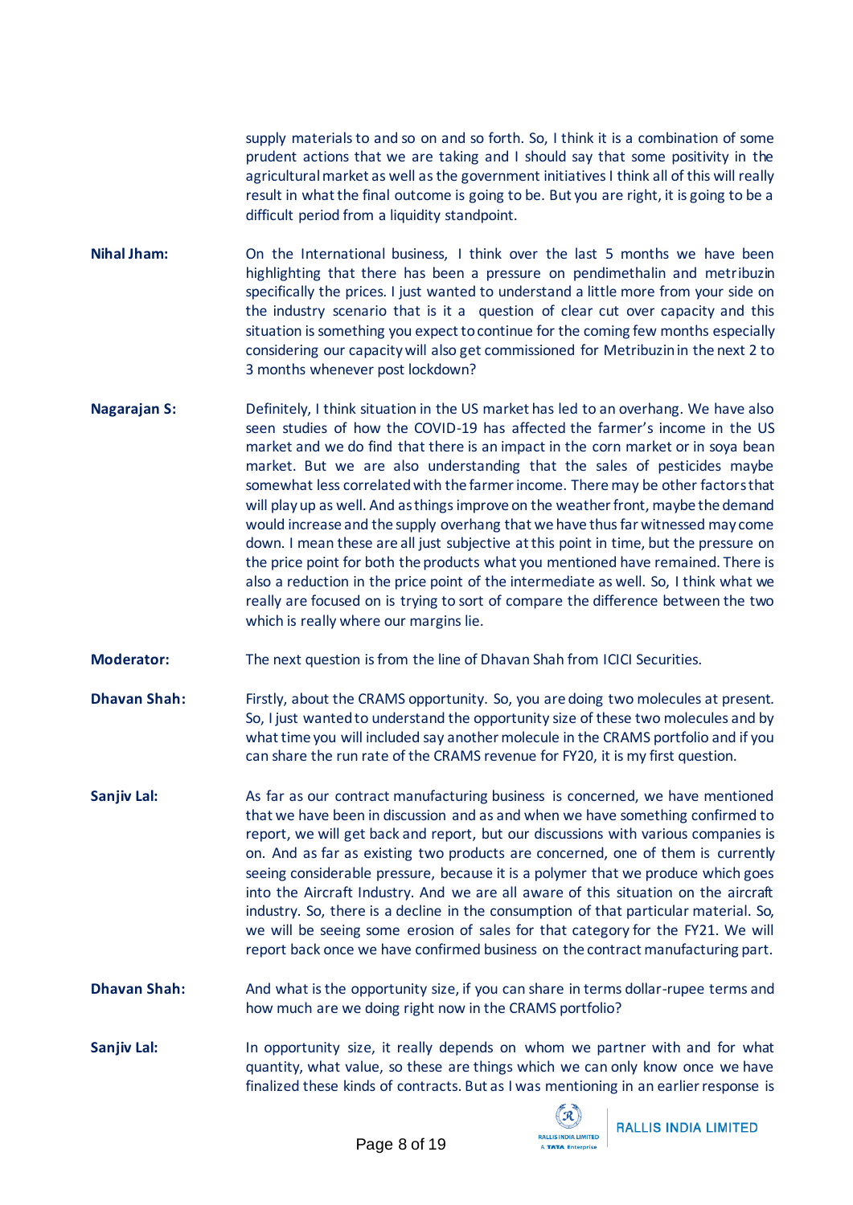supply materials to and so on and so forth. So, I think it is a combination of some prudent actions that we are taking and I should say that some positivity in the agricultural market as well as the government initiatives I think all of this will really result in what the final outcome is going to be. But you are right, it is going to be a difficult period from a liquidity standpoint.

**Nihal Jham:** On the International business, I think over the last 5 months we have been highlighting that there has been a pressure on pendimethalin and metribuzin specifically the prices. I just wanted to understand a little more from your side on the industry scenario that is it a question of clear cut over capacity and this situation is something you expect to continue for the coming few months especially considering our capacity will also get commissioned for Metribuzin in the next 2 to 3 months whenever post lockdown?

**Nagarajan S:** Definitely, I think situation in the US market has led to an overhang. We have also seen studies of how the COVID-19 has affected the farmer's income in the US market and we do find that there is an impact in the corn market or in soya bean market. But we are also understanding that the sales of pesticides maybe somewhat less correlated with the farmer income. There may be other factors that will play up as well. And as things improve on the weather front, maybe the demand would increase and the supply overhang that we have thus far witnessed may come down. I mean these are all just subjective at this point in time, but the pressure on the price point for both the products what you mentioned have remained. There is also a reduction in the price point of the intermediate as well. So, I think what we really are focused on is trying to sort of compare the difference between the two which is really where our margins lie.

**Moderator:** The next question is from the line of Dhavan Shah from ICICI Securities.

**Dhavan Shah:** Firstly, about the CRAMS opportunity. So, you are doing two molecules at present. So, I just wanted to understand the opportunity size of these two molecules and by what time you will included say another molecule in the CRAMS portfolio and if you can share the run rate of the CRAMS revenue for FY20, it is my first question.

**Sanjiv Lal:** As far as our contract manufacturing business is concerned, we have mentioned that we have been in discussion and as and when we have something confirmed to report, we will get back and report, but our discussions with various companies is on. And as far as existing two products are concerned, one of them is currently seeing considerable pressure, because it is a polymer that we produce which goes into the Aircraft Industry. And we are all aware of this situation on the aircraft industry. So, there is a decline in the consumption of that particular material. So, we will be seeing some erosion of sales for that category for the FY21. We will report back once we have confirmed business on the contract manufacturing part.

**Dhavan Shah:** And what is the opportunity size, if you can share in terms dollar-rupee terms and how much are we doing right now in the CRAMS portfolio?

**Sanjiv Lal:** In opportunity size, it really depends on whom we partner with and for what quantity, what value, so these are things which we can only know once we have finalized these kinds of contracts. But as I was mentioning in an earlier response is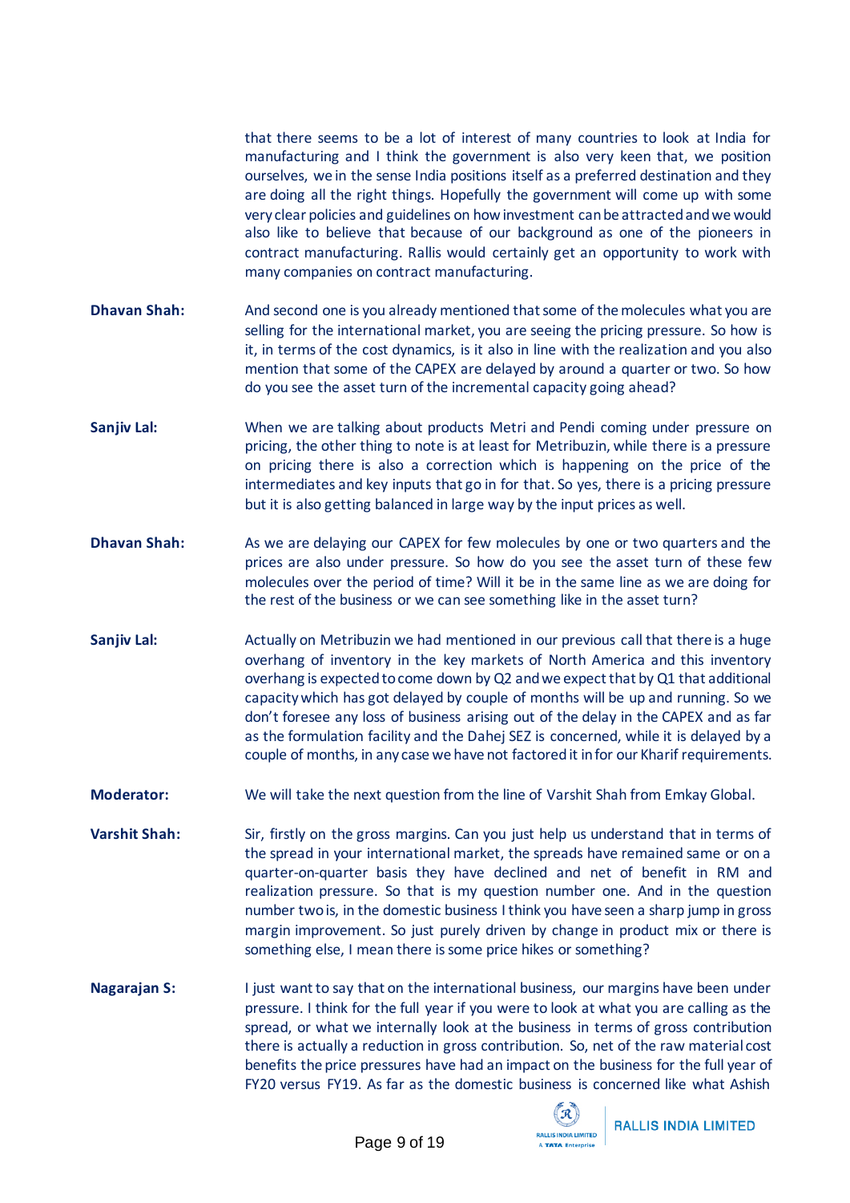that there seems to be a lot of interest of many countries to look at India for manufacturing and I think the government is also very keen that, we position ourselves, we in the sense India positions itself as a preferred destination and they are doing all the right things. Hopefully the government will come up with some very clear policies and guidelines on how investment can be attracted and we would also like to believe that because of our background as one of the pioneers in contract manufacturing. Rallis would certainly get an opportunity to work with many companies on contract manufacturing.

**Dhavan Shah:** And second one is you already mentioned that some of the molecules what you are selling for the international market, you are seeing the pricing pressure. So how is it, in terms of the cost dynamics, is it also in line with the realization and you also mention that some of the CAPEX are delayed by around a quarter or two. So how do you see the asset turn of the incremental capacity going ahead?

**Sanjiv Lal:** When we are talking about products Metri and Pendi coming under pressure on pricing, the other thing to note is at least for Metribuzin, while there is a pressure on pricing there is also a correction which is happening on the price of the intermediates and key inputs that go in for that. So yes, there is a pricing pressure but it is also getting balanced in large way by the input prices as well.

**Dhavan Shah:** As we are delaying our CAPEX for few molecules by one or two quarters and the prices are also under pressure. So how do you see the asset turn of these few molecules over the period of time? Will it be in the same line as we are doing for the rest of the business or we can see something like in the asset turn?

**Sanjiv Lal:** Actually on Metribuzin we had mentioned in our previous call that there is a huge overhang of inventory in the key markets of North America and this inventory overhang is expected to come down by Q2 and we expect that by Q1 that additional capacity which has got delayed by couple of months will be up and running. So we don't foresee any loss of business arising out of the delay in the CAPEX and as far as the formulation facility and the Dahej SEZ is concerned, while it is delayed by a couple of months, in any case we have not factored it in for our Kharif requirements.

**Moderator:** We will take the next question from the line of Varshit Shah from Emkay Global.

**Varshit Shah:** Sir, firstly on the gross margins. Can you just help us understand that in terms of the spread in your international market, the spreads have remained same or on a quarter-on-quarter basis they have declined and net of benefit in RM and realization pressure. So that is my question number one. And in the question number two is, in the domestic business I think you have seen a sharp jump in gross margin improvement. So just purely driven by change in product mix or there is something else, I mean there is some price hikes or something?

**Nagarajan S:** I just want to say that on the international business, our margins have been under pressure. I think for the full year if you were to look at what you are calling as the spread, or what we internally look at the business in terms of gross contribution there is actually a reduction in gross contribution. So, net of the raw material cost benefits the price pressures have had an impact on the business for the full year of FY20 versus FY19. As far as the domestic business is concerned like what Ashish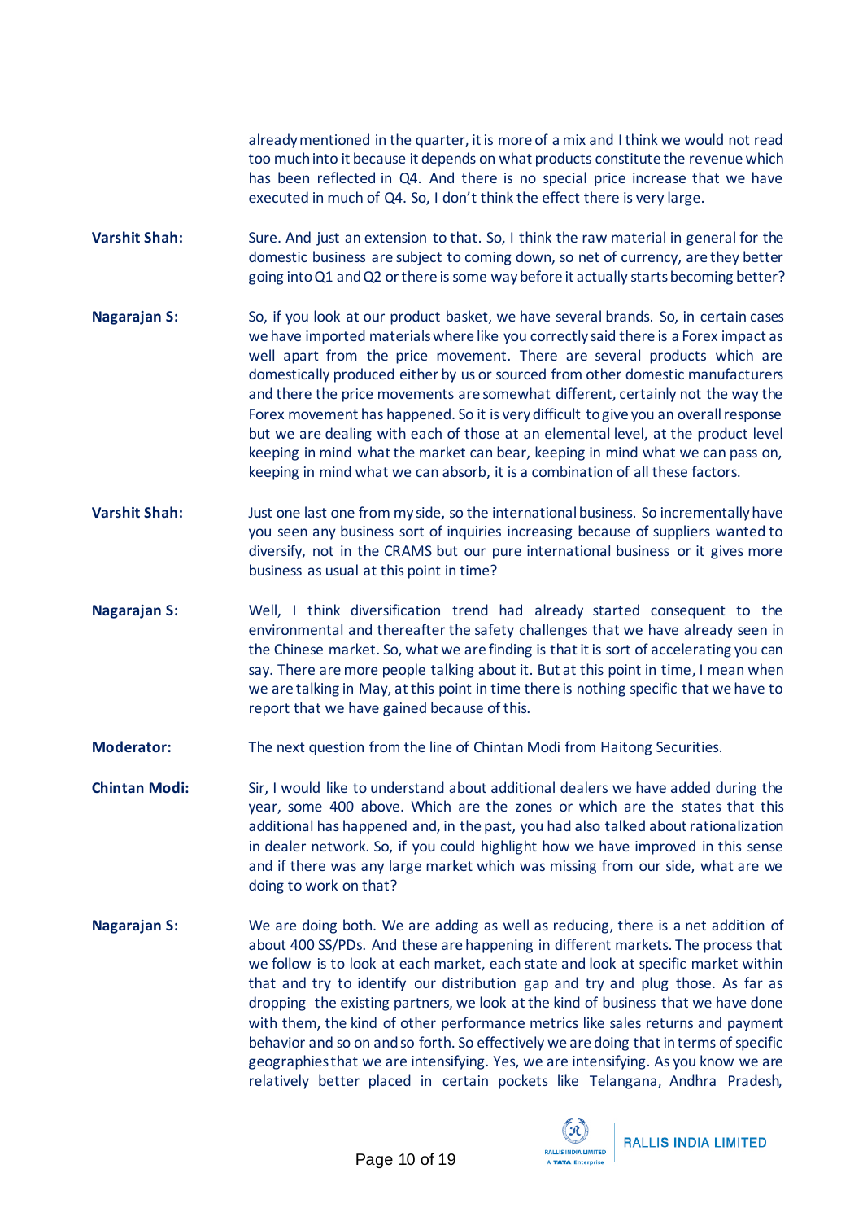already mentioned in the quarter, it is more of a mix and I think we would not read too much into it because it depends on what products constitute the revenue which has been reflected in Q4. And there is no special price increase that we have executed in much of Q4. So, I don't think the effect there is very large.

**Varshit Shah:** Sure. And just an extension to that. So, I think the raw material in general for the domestic business are subject to coming down, so net of currency, are they better going into Q1 and Q2 or there is some way before it actually starts becoming better?

**Nagarajan S:** So, if you look at our product basket, we have several brands. So, in certain cases we have imported materials where like you correctly said there is a Forex impact as well apart from the price movement. There are several products which are domestically produced either by us or sourced from other domestic manufacturers and there the price movements are somewhat different, certainly not the way the Forex movement has happened. So it is very difficult to give you an overall response but we are dealing with each of those at an elemental level, at the product level keeping in mind what the market can bear, keeping in mind what we can pass on, keeping in mind what we can absorb, it is a combination of all these factors.

**Varshit Shah:** Just one last one from my side, so the international business. So incrementally have you seen any business sort of inquiries increasing because of suppliers wanted to diversify, not in the CRAMS but our pure international business or it gives more business as usual at this point in time?

**Nagarajan S:** Well, I think diversification trend had already started consequent to the environmental and thereafter the safety challenges that we have already seen in the Chinese market. So, what we are finding is that it is sort of accelerating you can say. There are more people talking about it. But at this point in time, I mean when we are talking in May, at this point in time there is nothing specific that we have to report that we have gained because of this.

**Moderator:** The next question from the line of Chintan Modi from Haitong Securities.

**Chintan Modi:** Sir, I would like to understand about additional dealers we have added during the year, some 400 above. Which are the zones or which are the states that this additional has happened and, in the past, you had also talked about rationalization in dealer network. So, if you could highlight how we have improved in this sense and if there was any large market which was missing from our side, what are we doing to work on that?

**Nagarajan S:** We are doing both. We are adding as well as reducing, there is a net addition of about 400 SS/PDs. And these are happening in different markets. The process that we follow is to look at each market, each state and look at specific market within that and try to identify our distribution gap and try and plug those. As far as dropping the existing partners, we look at the kind of business that we have done with them, the kind of other performance metrics like sales returns and payment behavior and so on and so forth. So effectively we are doing that in terms of specific geographies that we are intensifying. Yes, we are intensifying. As you know we are relatively better placed in certain pockets like Telangana, Andhra Pradesh,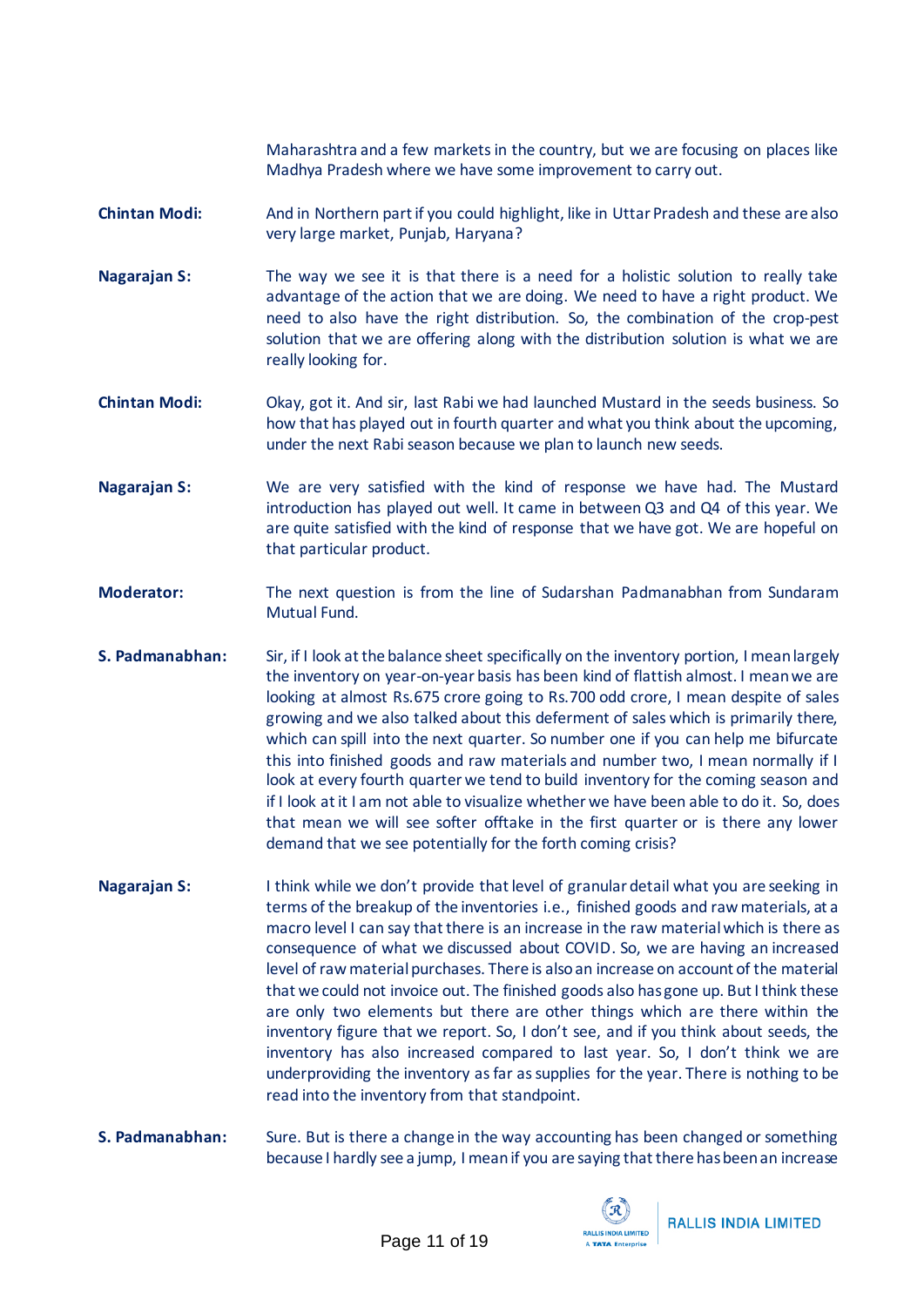Maharashtra and a few markets in the country, but we are focusing on places like Madhya Pradesh where we have some improvement to carry out.

**Chintan Modi:** And in Northern part if you could highlight, like in Uttar Pradesh and these are also very large market, Punjab, Haryana?

**Nagarajan S:** The way we see it is that there is a need for a holistic solution to really take advantage of the action that we are doing. We need to have a right product. We need to also have the right distribution. So, the combination of the crop-pest solution that we are offering along with the distribution solution is what we are really looking for.

**Chintan Modi:** Okay, got it. And sir, last Rabi we had launched Mustard in the seeds business. So how that has played out in fourth quarter and what you think about the upcoming, under the next Rabi season because we plan to launch new seeds.

**Nagarajan S:** We are very satisfied with the kind of response we have had. The Mustard introduction has played out well. It came in between Q3 and Q4 of this year. We are quite satisfied with the kind of response that we have got. We are hopeful on that particular product.

**Moderator:** The next question is from the line of Sudarshan Padmanabhan from Sundaram Mutual Fund.

**S. Padmanabhan:** Sir, if I look at the balance sheet specifically on the inventory portion, I mean largely the inventory on year-on-year basis has been kind of flattish almost. I mean we are looking at almost Rs.675 crore going to Rs.700 odd crore, I mean despite of sales growing and we also talked about this deferment of sales which is primarily there, which can spill into the next quarter. So number one if you can help me bifurcate this into finished goods and raw materials and number two, I mean normally if I look at every fourth quarter we tend to build inventory for the coming season and if I look at it I am not able to visualize whether we have been able to do it. So, does that mean we will see softer offtake in the first quarter or is there any lower demand that we see potentially for the forth coming crisis?

**Nagarajan S:** I think while we don't provide that level of granular detail what you are seeking in terms of the breakup of the inventories i.e., finished goods and raw materials, at a macro level I can say that there is an increase in the raw material which is there as consequence of what we discussed about COVID. So, we are having an increased level of raw material purchases. There is also an increase on account of the material that we could not invoice out. The finished goods also has gone up. But I think these are only two elements but there are other things which are there within the inventory figure that we report. So, I don't see, and if you think about seeds, the inventory has also increased compared to last year. So, I don't think we are underproviding the inventory as far as supplies for the year. There is nothing to be read into the inventory from that standpoint.

**S. Padmanabhan:** Sure. But is there a change in the way accounting has been changed or something because I hardly see a jump, I mean if you are saying that there has been an increase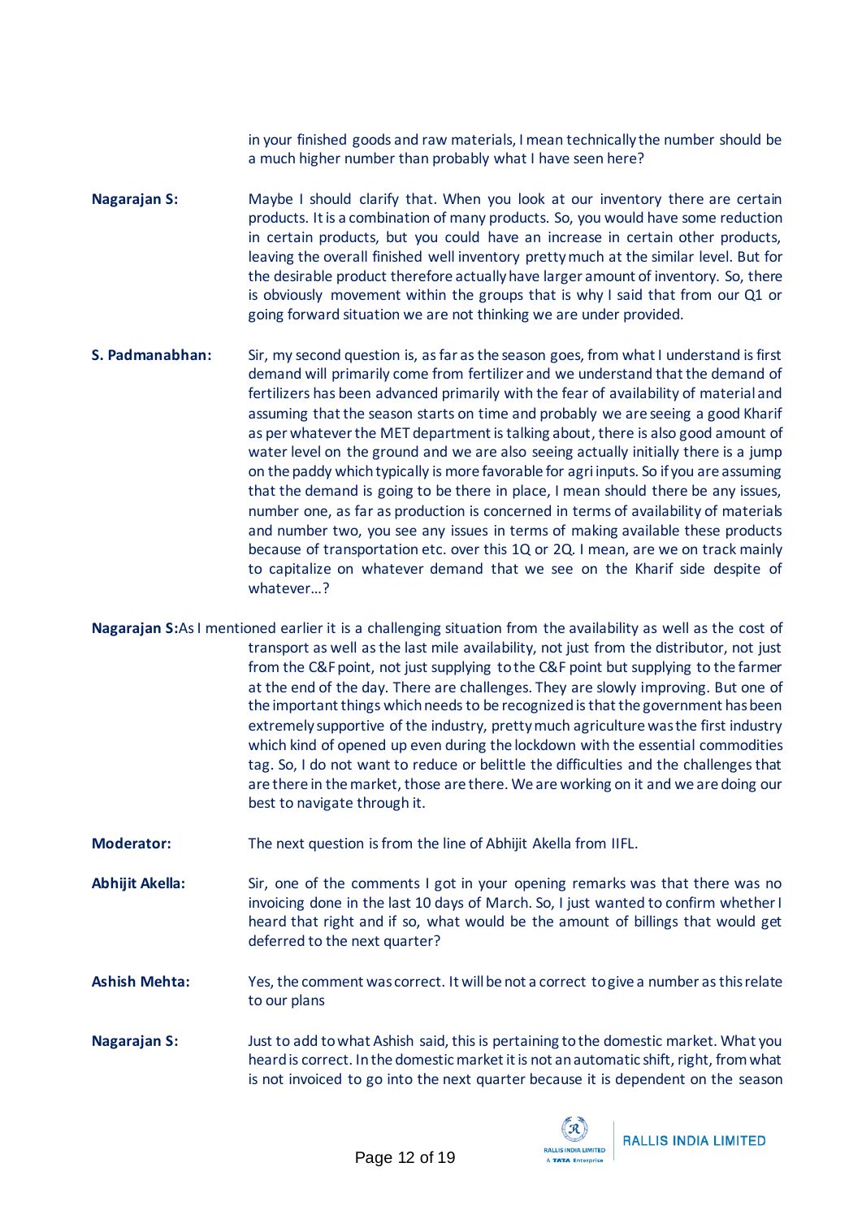in your finished goods and raw materials, I mean technically the number should be a much higher number than probably what I have seen here?

**Nagarajan S:** Maybe I should clarify that. When you look at our inventory there are certain products. It is a combination of many products. So, you would have some reduction in certain products, but you could have an increase in certain other products, leaving the overall finished well inventory pretty much at the similar level. But for the desirable product therefore actually have larger amount of inventory. So, there is obviously movement within the groups that is why I said that from our Q1 or going forward situation we are not thinking we are under provided.

**S. Padmanabhan:** Sir, my second question is, as far as the season goes, from what I understand is first demand will primarily come from fertilizer and we understand that the demand of fertilizers has been advanced primarily with the fear of availability of material and assuming that the season starts on time and probably we are seeing a good Kharif as per whatever the MET department is talking about, there is also good amount of water level on the ground and we are also seeing actually initially there is a jump on the paddy which typically is more favorable for agri inputs. So if you are assuming that the demand is going to be there in place, I mean should there be any issues, number one, as far as production is concerned in terms of availability of materials and number two, you see any issues in terms of making available these products because of transportation etc. over this 1Q or 2Q. I mean, are we on track mainly to capitalize on whatever demand that we see on the Kharif side despite of whatever…?

**Nagarajan S:** As I mentioned earlier it is a challenging situation from the availability as well as the cost of transport as well as the last mile availability, not just from the distributor, not just from the C&F point, not just supplying to the C&F point but supplying to the farmer at the end of the day. There are challenges. They are slowly improving. But one of the important things which needs to be recognized is that the government has been extremely supportive of the industry, pretty much agriculture was the first industry which kind of opened up even during the lockdown with the essential commodities tag. So, I do not want to reduce or belittle the difficulties and the challenges that are there in the market, those are there. We are working on it and we are doing our best to navigate through it.

**Moderator:** The next question is from the line of Abhijit Akella from IIFL.

**Abhijit Akella:** Sir, one of the comments I got in your opening remarks was that there was no invoicing done in the last 10 days of March. So, I just wanted to confirm whether I heard that right and if so, what would be the amount of billings that would get deferred to the next quarter?

**Ashish Mehta:** Yes, the comment was correct. It will be not a correct to give a number as this relate to our plans

**Nagarajan S:** Just to add to what Ashish said, this is pertaining to the domestic market. What you heard is correct. In the domestic market it is not an automatic shift, right, from what is not invoiced to go into the next quarter because it is dependent on the season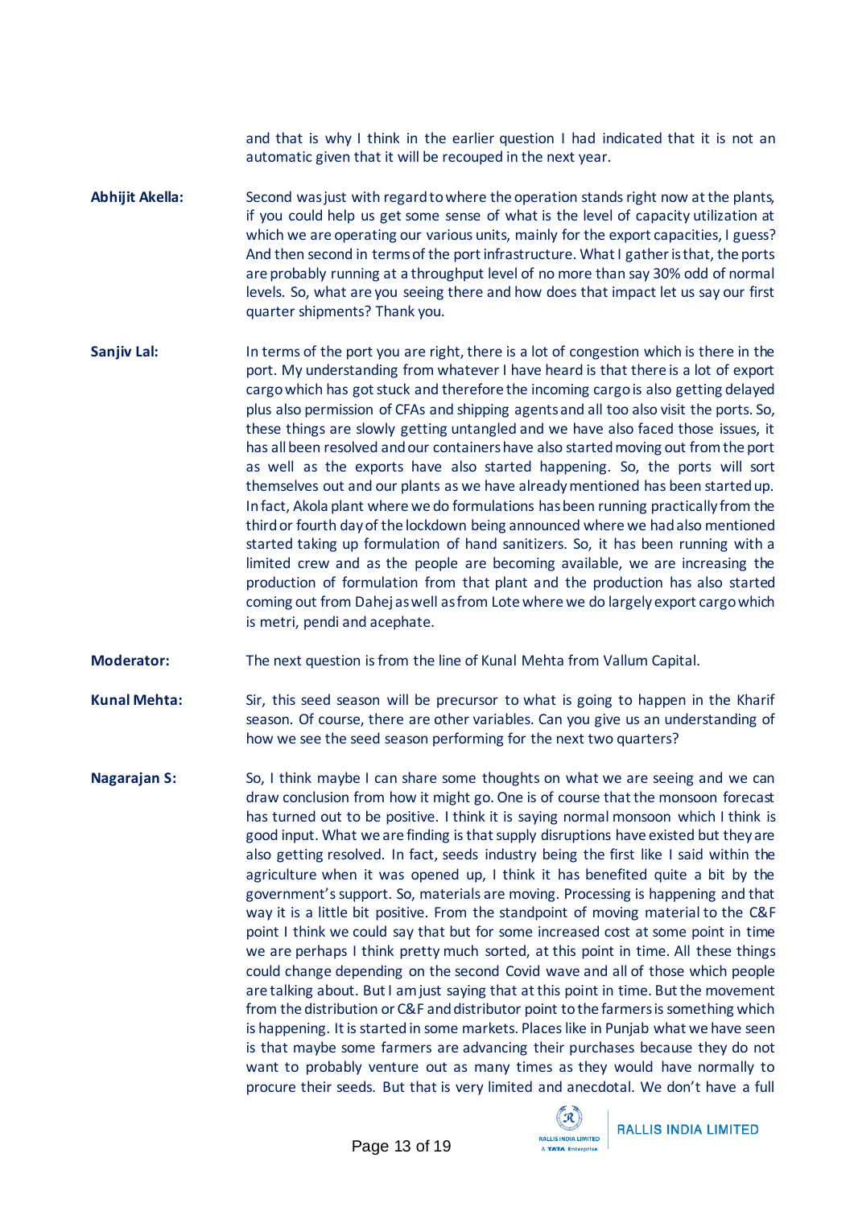and that is why I think in the earlier question I had indicated that it is not an automatic given that it will be recouped in the next year.

**Abhijit Akella:** Second was just with regard to where the operation stands right now at the plants, if you could help us get some sense of what is the level of capacity utilization at which we are operating our various units, mainly for the export capacities, I guess? And then second in terms of the port infrastructure. What I gather is that, the ports are probably running at a throughput level of no more than say 30% odd of normal levels. So, what are you seeing there and how does that impact let us say our first quarter shipments? Thank you.

**Sanjiv Lal:** In terms of the port you are right, there is a lot of congestion which is there in the port. My understanding from whatever I have heard is that there is a lot of export cargo which has got stuck and therefore the incoming cargo is also getting delayed plus also permission of CFAs and shipping agents and all too also visit the ports. So, these things are slowly getting untangled and we have also faced those issues, it has all been resolved and our containers have also started moving out from the port as well as the exports have also started happening. So, the ports will sort themselves out and our plants as we have already mentioned has been started up. In fact, Akola plant where we do formulations has been running practically from the third or fourth day of the lockdown being announced where we had also mentioned started taking up formulation of hand sanitizers. So, it has been running with a limited crew and as the people are becoming available, we are increasing the production of formulation from that plant and the production has also started coming out from Dahej as well as from Lote where we do largely export cargo which is metri, pendi and acephate.

**Moderator:** The next question is from the line of Kunal Mehta from Vallum Capital.

**Kunal Mehta:** Sir, this seed season will be precursor to what is going to happen in the Kharif season. Of course, there are other variables. Can you give us an understanding of how we see the seed season performing for the next two quarters?

**Nagarajan S:** So, I think maybe I can share some thoughts on what we are seeing and we can draw conclusion from how it might go. One is of course that the monsoon forecast has turned out to be positive. I think it is saying normal monsoon which I think is good input. What we are finding is that supply disruptions have existed but they are also getting resolved. In fact, seeds industry being the first like I said within the agriculture when it was opened up, I think it has benefited quite a bit by the government's support. So, materials are moving. Processing is happening and that way it is a little bit positive. From the standpoint of moving material to the C&F point I think we could say that but for some increased cost at some point in time we are perhaps I think pretty much sorted, at this point in time. All these things could change depending on the second Covid wave and all of those which people are talking about. But I am just saying that at this point in time. But the movement from the distribution or C&F and distributor point to the farmers is something which is happening. It is started in some markets. Places like in Punjab what we have seen is that maybe some farmers are advancing their purchases because they do not want to probably venture out as many times as they would have normally to procure their seeds. But that is very limited and anecdotal. We don't have a full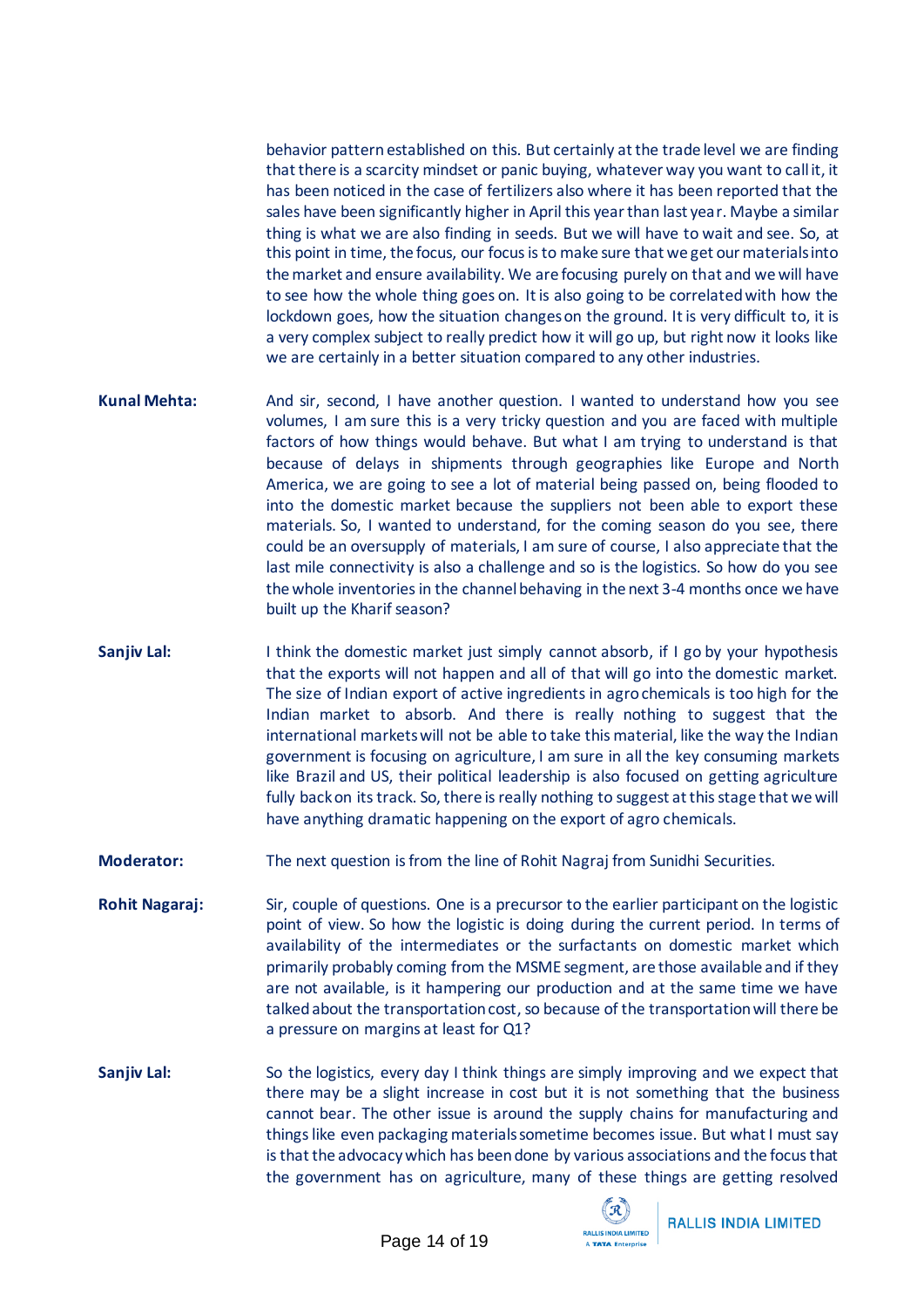behavior pattern established on this. But certainly at the trade level we are finding that there is a scarcity mindset or panic buying, whatever way you want to call it, it has been noticed in the case of fertilizers also where it has been reported that the sales have been significantly higher in April this year than last year. Maybe a similar thing is what we are also finding in seeds. But we will have to wait and see. So, at this point in time, the focus, our focus is to make sure that we get our materials into the market and ensure availability. We are focusing purely on that and we will have to see how the whole thing goes on. It is also going to be correlated with how the lockdown goes, how the situation changes on the ground. It is very difficult to, it is a very complex subject to really predict how it will go up, but right now it looks like we are certainly in a better situation compared to any other industries.

**Kunal Mehta:** And sir, second, I have another question. I wanted to understand how you see volumes, I am sure this is a very tricky question and you are faced with multiple factors of how things would behave. But what I am trying to understand is that because of delays in shipments through geographies like Europe and North America, we are going to see a lot of material being passed on, being flooded to into the domestic market because the suppliers not been able to export these materials. So, I wanted to understand, for the coming season do you see, there could be an oversupply of materials, I am sure of course, I also appreciate that the last mile connectivity is also a challenge and so is the logistics. So how do you see the whole inventories in the channel behaving in the next 3-4 months once we have built up the Kharif season?

**Sanjiv Lal:** I think the domestic market just simply cannot absorb, if I go by your hypothesis that the exports will not happen and all of that will go into the domestic market. The size of Indian export of active ingredients in agro chemicals is too high for the Indian market to absorb. And there is really nothing to suggest that the international markets will not be able to take this material, like the Indian government is focusing on agriculture, I am sure in all the key consuming markets like Brazil and US, their political leadership is also focused on getting agriculture fully back on its track. So, there is really nothing to suggest at this stage that we will have anything dramatic happening on the export of agro chemicals.

**Moderator:** The next question is from the line of Rohit Nagraj from Sunidhi Securities.

**Rohit Nagaraj:** Sir, couple of questions. One is a precursor to the earlier participant on the logistic point of view. So how the logistic is doing during the current period. In terms of availability of the intermediates or the surfactants on domestic market which primarily probably coming from the MSME segment, are those available and if they are not available, is it hampering our production and at the same time we have talked about the transportation cost, so because of the transportation will there be a pressure on margins at least for Q1?

**Sanjiv Lal:** So the logistics, every day I think things are simply improving and we expect that there may be a slight increase in cost but it is not something that the business cannot bear. The other issue is around the supply chains for manufacturing and things like even packaging materials sometime becomes issue. But what I must say is that the advocacy which has been done by various associations and the focus that the government has on agriculture, many of these things are getting resolved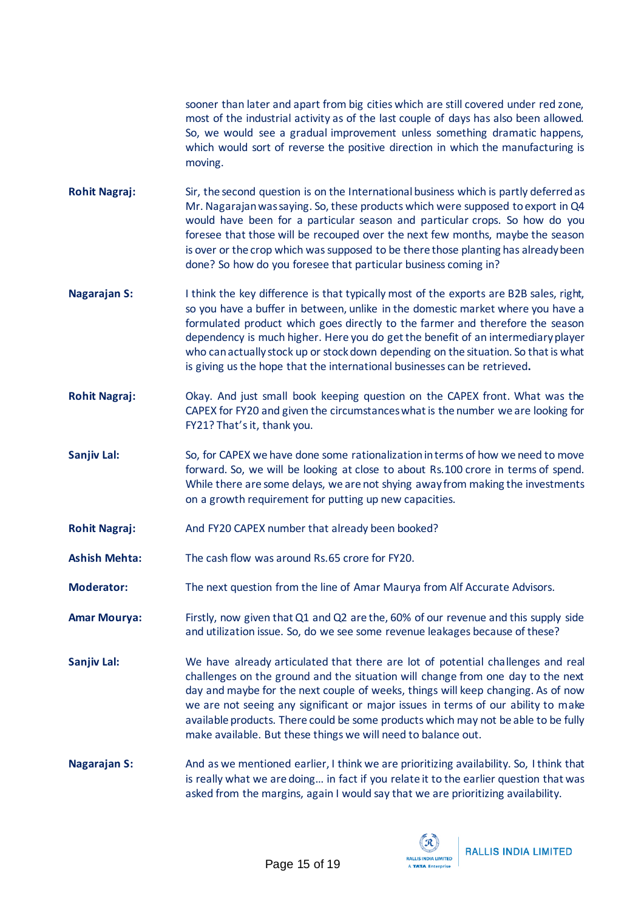sooner than later and apart from big cities which are still covered under red zone, most of the industrial activity as of the last couple of days has also been allowed. So, we would see a gradual improvement unless something dramatic happens, which would sort of reverse the positive direction in which the manufacturing is moving.

**Rohit Nagraj:** Sir, the second question is on the International business which is partly deferred as Mr. Nagarajan was saying. So, these products which were supposed to export in Q4 would have been for a particular season and particular crops. So how do you foresee that those will be recouped over the next few months, maybe the season is over or the crop which was supposed to be there those planting has already been done? So how do you foresee that particular business coming in?

**Nagarajan S:** I think the key difference is that typically most of the exports are B2B sales, right, so you have a buffer in between, unlike in the domestic market where you have a formulated product which goes directly to the farmer and therefore the season dependency is much higher. Here you do get the benefit of an intermediary player who can actually stock up or stock down depending on the situation. So that is what is giving us the hope that the international businesses can be retrieved**.**

**Rohit Nagraj:** Okay. And just small book keeping question on the CAPEX front. What was the CAPEX for FY20 and given the circumstances what is the number we are looking for FY21? That's it, thank you.

**Sanjiv Lal:** So, for CAPEX we have done some rationalization in terms of how we need to move forward. So, we will be looking at close to about Rs.100 crore in terms of spend. While there are some delays, we are not shying away from making the investments on a growth requirement for putting up new capacities.

**Rohit Nagraj:** And FY20 CAPEX number that already been booked?

**Ashish Mehta:** The cash flow was around Rs.65 crore for FY20.

**Moderator:** The next question from the line of Amar Maurya from Alf Accurate Advisors.

**Amar Mourya:** Firstly, now given that Q1 and Q2 are the, 60% of our revenue and this supply side and utilization issue. So, do we see some revenue leakages because of these?

**Sanjiv Lal:** We have already articulated that there are lot of potential challenges and real challenges on the ground and the situation will change from one day to the next day and maybe for the next couple of weeks, things will keep changing. As of now we are not seeing any significant or major issues in terms of our ability to make available products. There could be some products which may not be able to be fully make available. But these things we will need to balance out.

**Nagarajan S:** And as we mentioned earlier, I think we are prioritizing availability. So, I think that is really what we are doing… in fact if you relate it to the earlier question that was asked from the margins, again I would say that we are prioritizing availability.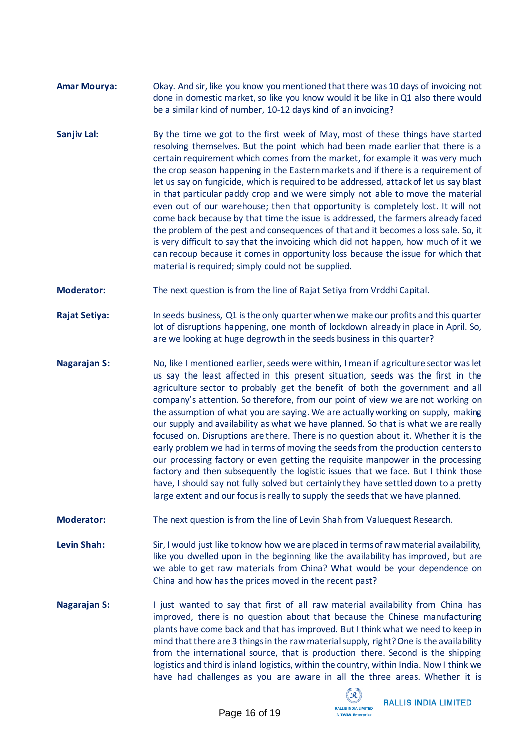**Amar Mourya:** Okay. And sir, like you know you mentioned that there was 10 days of invoicing not done in domestic market, so like you know would it be like in Q1 also there would be a similar kind of number, 10-12 days kind of an invoicing?

**Sanjiv Lal:** By the time we got to the first week of May, most of these things have started resolving themselves. But the point which had been made earlier that there is a certain requirement which comes from the market, for example it was very much the crop season happening in the Eastern markets and if there is a requirement of let us say on fungicide, which is required to be addressed, attack of let us say blast in that particular paddy crop and we were simply not able to move the material even out of our warehouse; then that opportunity is completely lost. It will not come back because by that time the issue is addressed, the farmers already faced the problem of the pest and consequences of that and it becomes a loss sale. So, it is very difficult to say that the invoicing which did not happen, how much of it we can recoup because it comes in opportunity loss because the issue for which that material is required; simply could not be supplied.

**Moderator:** The next question is from the line of Rajat Setiya from Vrddhi Capital.

**Rajat Setiya:** In seeds business, Q1 is the only quarter when we make our profits and this quarter lot of disruptions happening, one month of lockdown already in place in April. So, are we looking at huge degrowth in the seeds business in this quarter?

**Nagarajan S:** No, like I mentioned earlier, seeds were within, I mean if agriculture sector was let us say the least affected in this present situation, seeds was the first in the agriculture sector to probably get the benefit of both the government and all company's attention. So therefore, from our point of view we are not working on the assumption of what you are saying. We are actually working on supply, making our supply and availability as what we have planned. So that is what we are really focused on. Disruptions are there. There is no question about it. Whether it is the early problem we had in terms of moving the seeds from the production centers to our processing factory or even getting the requisite manpower in the processing factory and then subsequently the logistic issues that we face. But I think those have, I should say not fully solved but certainly they have settled down to a pretty large extent and our focus is really to supply the seeds that we have planned.

**Moderator:** The next question is from the line of Levin Shah from Valuequest Research.

**Levin Shah:** Sir, I would just like to know how we are placed in terms of raw material availability, like you dwelled upon in the beginning like the availability has improved, but are we able to get raw materials from China? What would be your dependence on China and how has the prices moved in the recent past?

**Nagarajan S:** I just wanted to say that first of all raw material availability from China has improved, there is no question about that because the Chinese manufacturing plants have come back and that has improved. But I think what we need to keep in mind that there are 3 things in the raw material supply, right? One is the availability from the international source, that is production there. Second is the shipping logistics and third is inland logistics, within the country, within India. Now I think we have had challenges as you are aware in all the three areas. Whether it is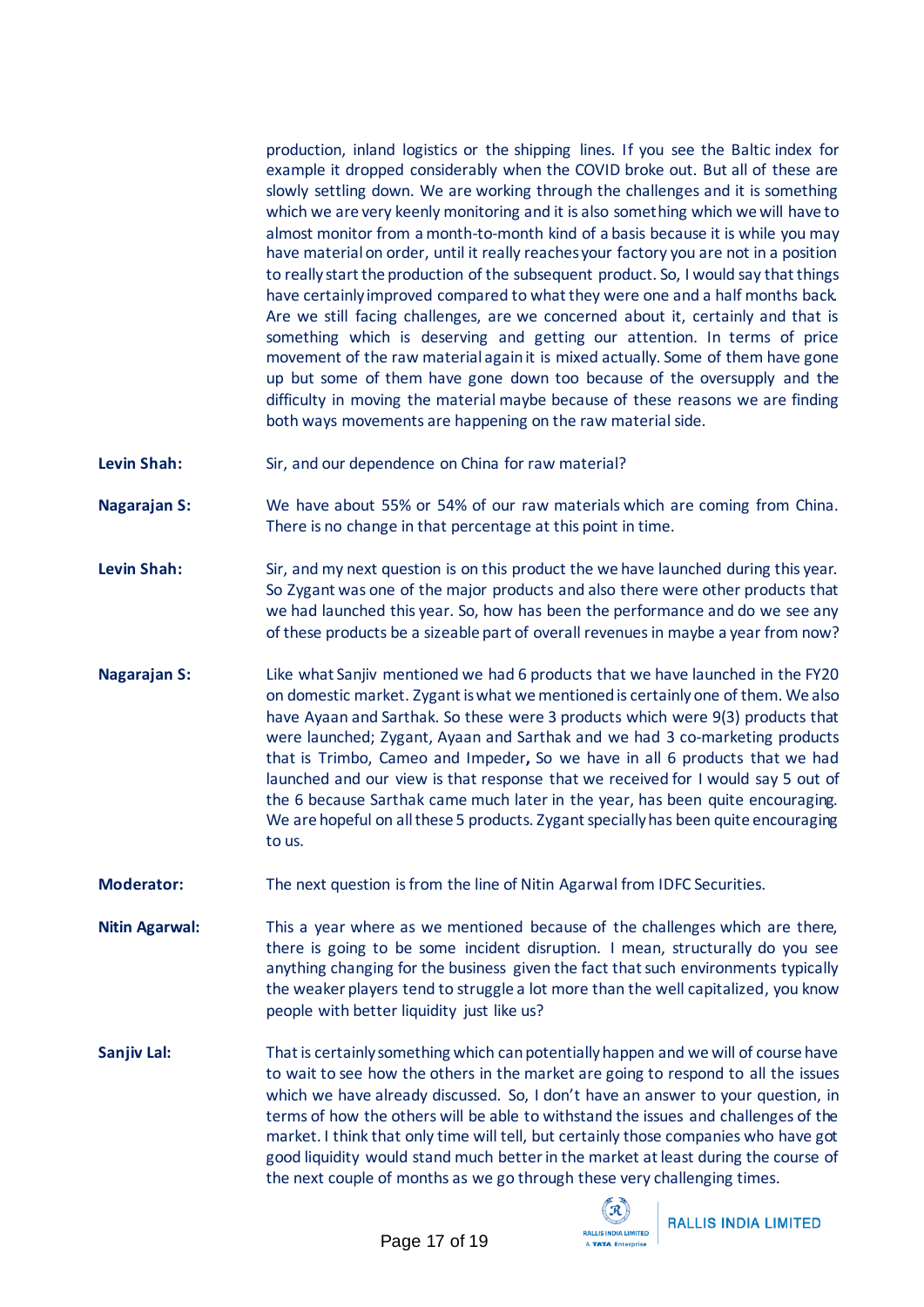production, inland logistics or the shipping lines. If you see the Baltic index for example it dropped considerably when the COVID broke out. But all of these are slowly settling down. We are working through the challenges and it is something which we are very keenly monitoring and it is also something which we will have to almost monitor from a month-to-month kind of a basis because it is while you may have material on order, until it really reaches your factory you are not in a position to really start the production of the subsequent product. So, I would say that things have certainly improved compared to what they were one and a half months back. Are we still facing challenges, are we concerned about it, certainly and that is something which is deserving and getting our attention. In terms of price movement of the raw material again it is mixed actually. Some of them have gone up but some of them have gone down too because of the oversupply and the difficulty in moving the material maybe because of these reasons we are finding both ways movements are happening on the raw material side.

**Levin Shah:** Sir, and our dependence on China for raw material?

**Nagarajan S:** We have about 55% or 54% of our raw materials which are coming from China. There is no change in that percentage at this point in time.

**Levin Shah:** Sir, and my next question is on this product the we have launched during this year. So Zygant was one of the major products and also there were other products that we had launched this year. So, how has been the performance and do we see any of these products be a sizeable part of overall revenues in maybe a year from now?

**Nagarajan S:** Like what Sanjiv mentioned we had 6 products that we have launched in the FY20 on domestic market. Zygant is what we mentioned is certainly one of them. We also have Ayaan and Sarthak. So these were 3 products which were 9(3) products that were launched; Zygant, Ayaan and Sarthak and we had 3 co-marketing products that is Trimbo, Cameo and Impeder**,** So we have in all 6 products that we had launched and our view is that response that we received for I would say 5 out of the 6 because Sarthak came much later in the year, has been quite encouraging. We are hopeful on all these 5 products. Zygant specially has been quite encouraging to us.

**Moderator:** The next question is from the line of Nitin Agarwal from IDFC Securities.

**Nitin Agarwal:** This a year where as we mentioned because of the challenges which are there, there is going to be some incident disruption. I mean, structurally do you see anything changing for the business given the fact that such environments typically the weaker players tend to struggle a lot more than the well capitalized, you know people with better liquidity just like us?

**Sanjiv Lal:** That is certainly something which can potentially happen and we will of course have to wait to see how the others in the market are going to respond to all the issues which we have already discussed. So, I don't have an answer to your question, in terms of how the others will be able to withstand the issues and challenges of the market. I think that only time will tell, but certainly those companies who have got good liquidity would stand much better in the market at least during the course of the next couple of months as we go through these very challenging times.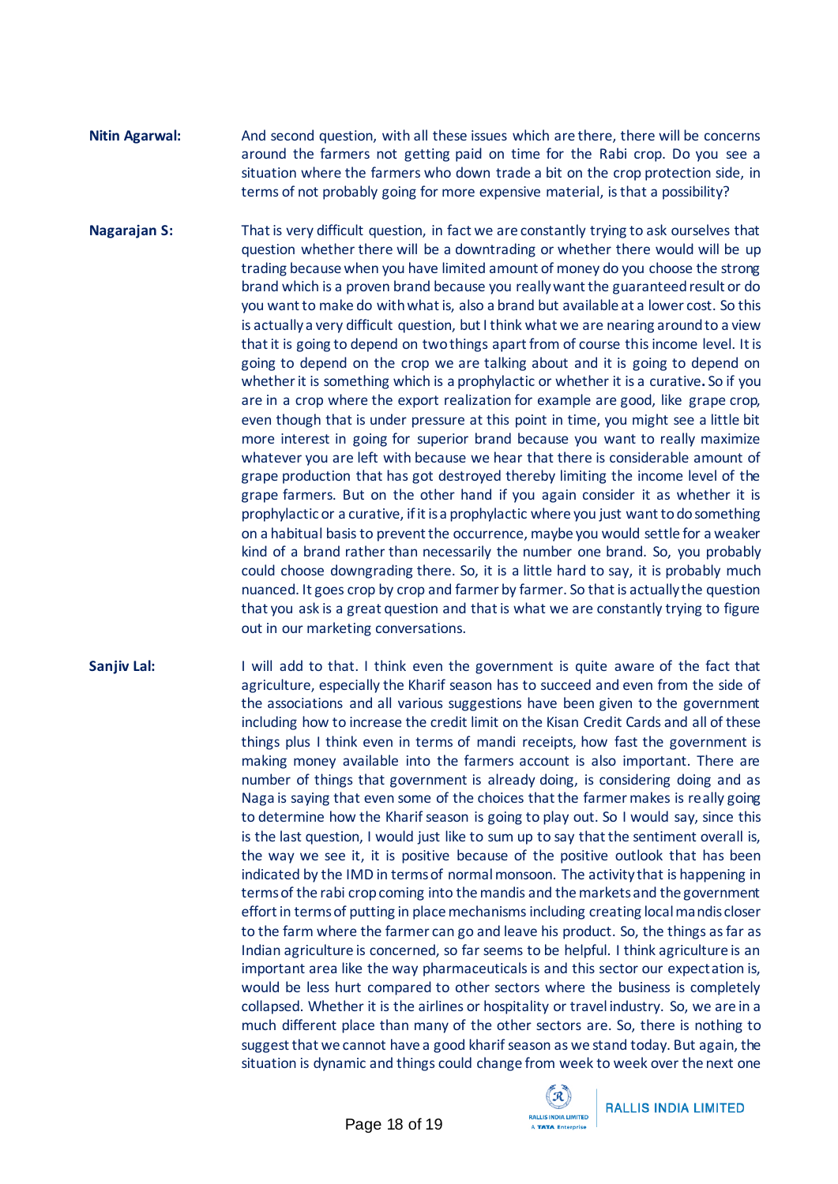**Nitin Agarwal:** And second question, with all these issues which are there, there will be concerns around the farmers not getting paid on time for the Rabi crop. Do you see a situation where the farmers who down trade a bit on the crop protection side, in terms of not probably going for more expensive material, is that a possibility?

**Nagarajan S:** That is very difficult question, in fact we are constantly trying to ask ourselves that question whether there will be a downtrading or whether there would be up trading because when you have limited amount of money do you choose the strong brand which is a proven brand because you really want the guaranteed result or do you want to make do with what is, also a brand but available at a lower cost. So this is actually a very difficult question, but I think what we are nearing around to a view that it is going to depend on two things apart from of course this income level. It is going to depend on the crop we are talking about and it is going to depend on whether it is something which is a prophylactic or whether it is a curative**.** So if you are in a crop where the export realization for example are good, like grape crop, even though that is under pressure at this point in time, you might see a little bit more interest in going for superior brand because you want to really maximize whatever you are left with because we hear that there is considerable amount of grape production that has got destroyed thereby limiting the income level of the grape farmers. But on the other hand if you again consider it as whether it is prophylactic or a curative, if it is a prophylactic where you just want to do something on a habitual basis to prevent the occurrence, maybe you would settle for a weaker kind of a brand rather than necessarily the number one brand. So, you probably could choose downgrading there. So, it is a little hard to say, it is probably much nuanced. It goes crop by crop and farmer by farmer. So that is actually the question that you ask is a great question and that is what we are constantly trying to figure out in our marketing conversations.

**Sanjiv Lal:** I will add to that. I think even the government is quite aware of the fact that agriculture, especially the Kharif season has to succeed and even from the side of the associations and all various suggestions have been given to the government including how to increase the credit limit on the Kisan Credit Cards and all of these things plus I think even in terms of mandi receipts, how fast the government is making money available into the farmers account is also important. There are number of things that government is already doing, is considering doing and as Naga is saying that even some of the choices that the farmer makes is really going to determine how the Kharif season is going to play out. So I would say, since this is the last question, I would just like to sum up to say that the sentiment overall is, the way we see it, it is positive because of the positive outlook that has been indicated by the IMD in terms of normal monsoon. The activity that is happening in terms of the rabi crop coming into the mandis and the markets and the government effort in terms of putting in place mechanisms including creating local mandis closer to the farm where the farmer can go and leave his product. So, the things as far as Indian agriculture is concerned, so far seems to be helpful. I think agriculture is an important area like the way pharmaceuticals is and this sector our expectation is, would be less hurt compared to other sectors where the business is completely collapsed. Whether it is the airlines or hospitality or travel industry. So, we are in a much different place than many of the other sectors are. So, there is nothing to suggest that we cannot have a good kharif season as we stand today. But again, the situation is dynamic and things could change from week to week over the next one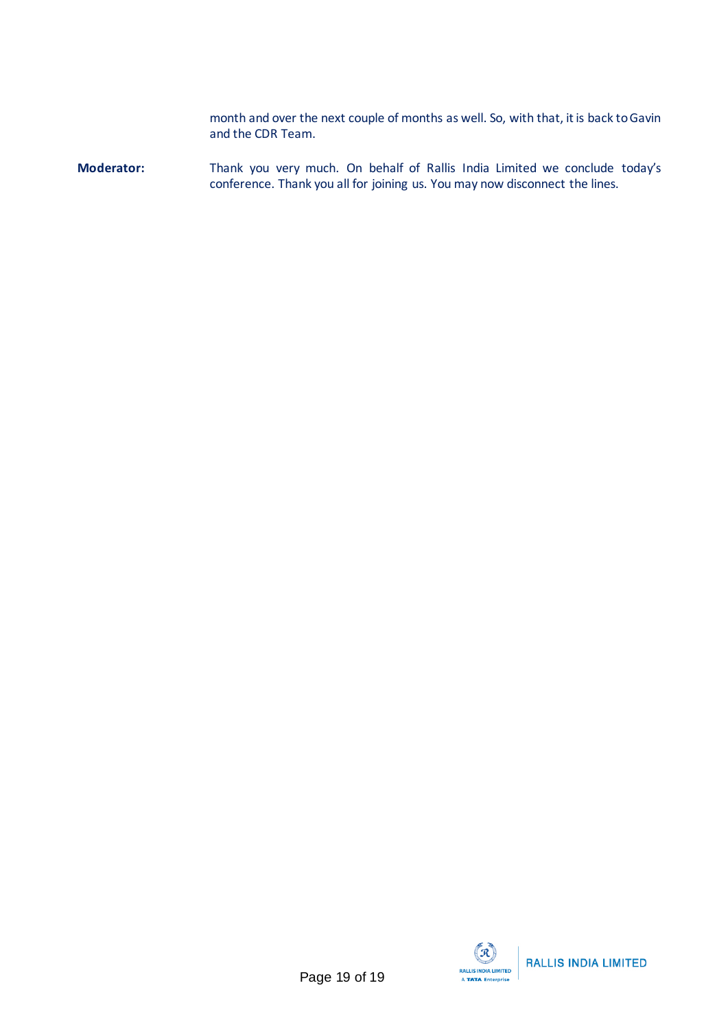month and over the next couple of months as well. So, with that, it is back to Gavin and the CDR Team.

**Moderator:** Thank you very much. On behalf of Rallis India Limited we conclude today's conference. Thank you all for joining us. You may now disconnect the lines.